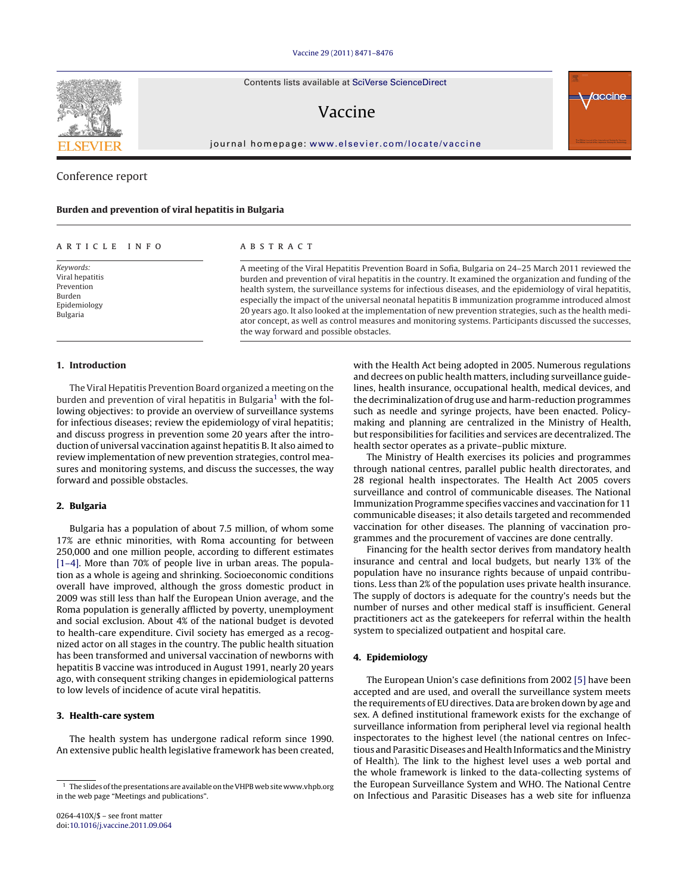Conference report

# Burden and prevention of viral hepatitis in Bulgaria

ARTICLE INFO

*Keywords:*
Viral hepatitis
Prevention
Burden
Epidemiology
Bulgaria

ABSTRACT

A meeting of the Viral Hepatitis Prevention Board in Sofia, Bulgaria on 24–25 March 2011 reviewed the burden and prevention of viral hepatitis in the country. It examined the organization and funding of the health system, the surveillance systems for infectious diseases, and the epidemiology of viral hepatitis, especially the impact of the universal neonatal hepatitis B immunization programme introduced almost 20 years ago. It also looked at the implementation of new prevention strategies, such as the health mediator concept, as well as control measures and monitoring systems. Participants discussed the successes, the way forward and possible obstacles.

## 1. Introduction

The Viral Hepatitis Prevention Board organized a meeting on the burden and prevention of viral hepatitis in Bulgaria[1] with the following objectives: to provide an overview of surveillance systems for infectious diseases; review the epidemiology of viral hepatitis; and discuss progress in prevention some 20 years after the introduction of universal vaccination against hepatitis B. It also aimed to review implementation of new prevention strategies, control measures and monitoring systems, and discuss the successes, the way forward and possible obstacles.

## 2. Bulgaria

Bulgaria has a population of about 7.5 million, of whom some 17% are ethnic minorities, with Roma accounting for between 250,000 and one million people, according to different estimates [1–4]. More than 70% of people live in urban areas. The population as a whole is ageing and shrinking. Socioeconomic conditions overall have improved, although the gross domestic product in 2009 was still less than half the European Union average, and the Roma population is generally afflicted by poverty, unemployment and social exclusion. About 4% of the national budget is devoted to health-care expenditure. Civil society has emerged as a recognized actor on all stages in the country. The public health situation has been transformed and universal vaccination of newborns with hepatitis B vaccine was introduced in August 1991, nearly 20 years ago, with consequent striking changes in epidemiological patterns to low levels of incidence of acute viral hepatitis.

## 3. Health-care system

The health system has undergone radical reform since 1990. An extensive public health legislative framework has been created, with the Health Act being adopted in 2005. Numerous regulations and decrees on public health matters, including surveillance guidelines, health insurance, occupational health, medical devices, and the decriminalization of drug use and harm-reduction programmes such as needle and syringe projects, have been enacted. Policy-making and planning are centralized in the Ministry of Health, but responsibilities for facilities and services are decentralized. The health sector operates as a private–public mixture.

The Ministry of Health exercises its policies and programmes through national centres, parallel public health directorates, and 28 regional health inspectorates. The Health Act 2005 covers surveillance and control of communicable diseases. The National Immunization Programme specifies vaccines and vaccination for 11 communicable diseases; it also details targeted and recommended vaccination for other diseases. The planning of vaccination programmes and the procurement of vaccines are done centrally.

Financing for the health sector derives from mandatory health insurance and central and local budgets, but nearly 13% of the population have no insurance rights because of unpaid contributions. Less than 2% of the population uses private health insurance. The supply of doctors is adequate for the country's needs but the number of nurses and other medical staff is insufficient. General practitioners act as the gatekeepers for referral within the health system to specialized outpatient and hospital care.

## 4. Epidemiology

The European Union's case definitions from 2002 [5] have been accepted and are used, and overall the surveillance system meets the requirements of EU directives. Data are broken down by age and sex. A defined institutional framework exists for the exchange of surveillance information from peripheral level via regional health inspectorates to the highest level (the national centres on Infectious and Parasitic Diseases and Health Informatics and the Ministry of Health). The link to the highest level uses a web portal and the whole framework is linked to the data-collecting systems of the European Surveillance System and WHO. The National Centre on Infectious and Parasitic Diseases has a web site for influenza

[1] The slides of the presentations are available on the VHPB web site www.vhpb.org in the web page "Meetings and publications".

0264-410X/$ – see front matter
doi:10.1016/j.vaccine.2011.09.064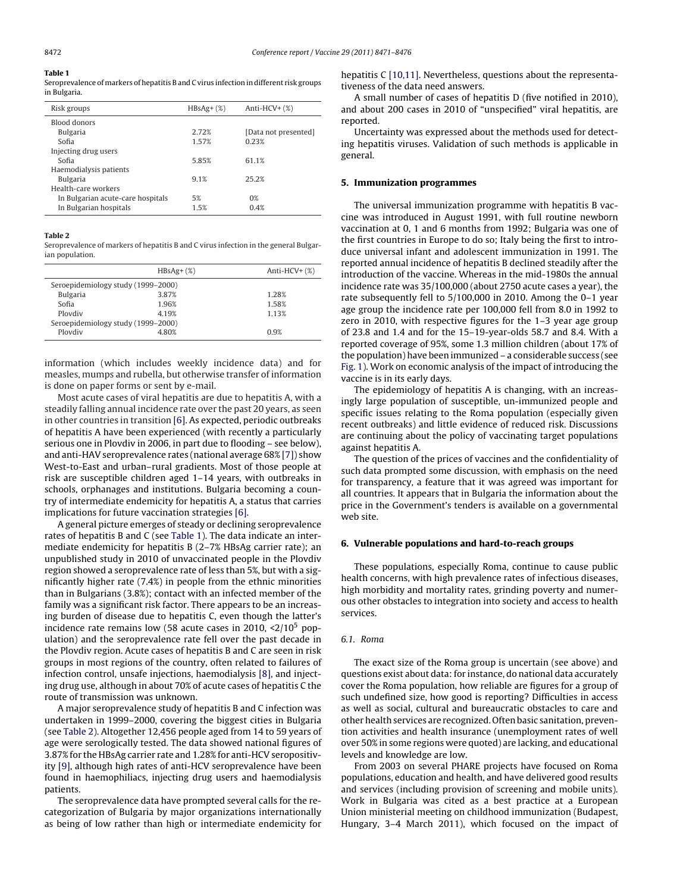**Table 1**
Seroprevalence of markers of hepatitis B and C virus infection in different risk groups in Bulgaria.

| Risk groups | HBsAg+ (%) | Anti-HCV+ (%) |
|---|---|---|
| Blood donors | | |
| Bulgaria | 2.72% | [Data not presented] |
| Sofia | 1.57% | 0.23% |
| Injecting drug users | | |
| Sofia | 5.85% | 61.1% |
| Haemodialysis patients | | |
| Bulgaria | 9.1% | 25.2% |
| Health-care workers | | |
| In Bulgarian acute-care hospitals | 5% | 0% |
| In Bulgarian hospitals | 1.5% | 0.4% |

**Table 2**
Seroprevalence of markers of hepatitis B and C virus infection in the general Bulgarian population.

| | HBsAg+ (%) | Anti-HCV+ (%) |
|---|---|---|
| Seroepidemiology study (1999–2000) | | |
| Bulgaria | 3.87% | 1.28% |
| Sofia | 1.96% | 1.58% |
| Plovdiv | 4.19% | 1.13% |
| Seroepidemiology study (1999–2000) | | |
| Plovdiv | 4.80% | 0.9% |

information (which includes weekly incidence data) and for measles, mumps and rubella, but otherwise transfer of information is done on paper forms or sent by e-mail.

Most acute cases of viral hepatitis are due to hepatitis A, with a steadily falling annual incidence rate over the past 20 years, as seen in other countries in transition [6]. As expected, periodic outbreaks of hepatitis A have been experienced (with recently a particularly serious one in Plovdiv in 2006, in part due to flooding – see below), and anti-HAV seroprevalence rates (national average 68% [7]) show West-to-East and urban–rural gradients. Most of those people at risk are susceptible children aged 1–14 years, with outbreaks in schools, orphanages and institutions. Bulgaria becoming a country of intermediate endemicity for hepatitis A, a status that carries implications for future vaccination strategies [6].

A general picture emerges of steady or declining seroprevalence rates of hepatitis B and C (see Table 1). The data indicate an intermediate endemicity for hepatitis B (2–7% HBsAg carrier rate); an unpublished study in 2010 of unvaccinated people in the Plovdiv region showed a seroprevalence rate of less than 5%, but with a significantly higher rate (7.4%) in people from the ethnic minorities than in Bulgarians (3.8%); contact with an infected member of the family was a significant risk factor. There appears to be an increasing burden of disease due to hepatitis C, even though the latter's incidence rate remains low (58 acute cases in 2010, $<2/10^5$ population) and the seroprevalence rate fell over the past decade in the Plovdiv region. Acute cases of hepatitis B and C are seen in risk groups in most regions of the country, often related to failures of infection control, unsafe injections, haemodialysis [8], and injecting drug use, although in about 70% of acute cases of hepatitis C the route of transmission was unknown.

A major seroprevalence study of hepatitis B and C infection was undertaken in 1999–2000, covering the biggest cities in Bulgaria (see Table 2). Altogether 12,456 people aged from 14 to 59 years of age were serologically tested. The data showed national figures of 3.87% for the HBsAg carrier rate and 1.28% for anti-HCV seropositivity [9], although high rates of anti-HCV seroprevalence have been found in haemophiliacs, injecting drug users and haemodialysis patients.

The seroprevalence data have prompted several calls for the recategorization of Bulgaria by major organizations internationally as being of low rather than high or intermediate endemicity for hepatitis C [10,11]. Nevertheless, questions about the representativeness of the data need answers.

A small number of cases of hepatitis D (five notified in 2010), and about 200 cases in 2010 of "unspecified" viral hepatitis, are reported.

Uncertainty was expressed about the methods used for detecting hepatitis viruses. Validation of such methods is applicable in general.

## 5. Immunization programmes

The universal immunization programme with hepatitis B vaccine was introduced in August 1991, with full routine newborn vaccination at 0, 1 and 6 months from 1992; Bulgaria was one of the first countries in Europe to do so; Italy being the first to introduce universal infant and adolescent immunization in 1991. The reported annual incidence of hepatitis B declined steadily after the introduction of the vaccine. Whereas in the mid-1980s the annual incidence rate was 35/100,000 (about 2750 acute cases a year), the rate subsequently fell to 5/100,000 in 2010. Among the 0–1 year age group the incidence rate per 100,000 fell from 8.0 in 1992 to zero in 2010, with respective figures for the 1–3 year age group of 23.8 and 1.4 and for the 15–19-year-olds 58.7 and 8.4. With a reported coverage of 95%, some 1.3 million children (about 17% of the population) have been immunized – a considerable success (see Fig. 1). Work on economic analysis of the impact of introducing the vaccine is in its early days.

The epidemiology of hepatitis A is changing, with an increasingly large population of susceptible, un-immunized people and specific issues relating to the Roma population (especially given recent outbreaks) and little evidence of reduced risk. Discussions are continuing about the policy of vaccinating target populations against hepatitis A.

The question of the prices of vaccines and the confidentiality of such data prompted some discussion, with emphasis on the need for transparency, a feature that it was agreed was important for all countries. It appears that in Bulgaria the information about the price in the Government's tenders is available on a governmental web site.

## 6. Vulnerable populations and hard-to-reach groups

These populations, especially Roma, continue to cause public health concerns, with high prevalence rates of infectious diseases, high morbidity and mortality rates, grinding poverty and numerous other obstacles to integration into society and access to health services.

### 6.1. Roma

The exact size of the Roma group is uncertain (see above) and questions exist about data: for instance, do national data accurately cover the Roma population, how reliable are figures for a group of such undefined size, how good is reporting? Difficulties in access as well as social, cultural and bureaucratic obstacles to care and other health services are recognized. Often basic sanitation, prevention activities and health insurance (unemployment rates of well over 50% in some regions were quoted) are lacking, and educational levels and knowledge are low.

From 2003 on several PHARE projects have focused on Roma populations, education and health, and have delivered good results and services (including provision of screening and mobile units). Work in Bulgaria was cited as a best practice at a European Union ministerial meeting on childhood immunization (Budapest, Hungary, 3–4 March 2011), which focused on the impact of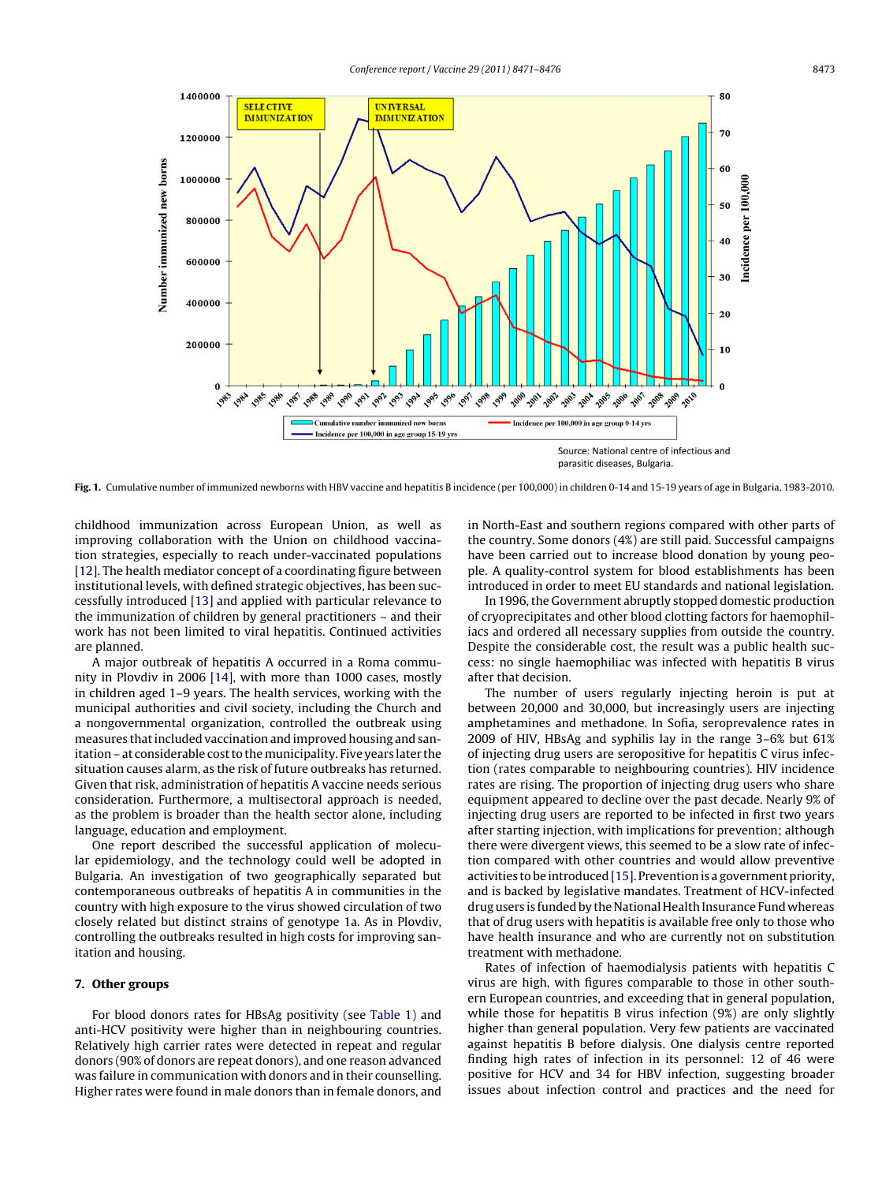Fig. 1. Cumulative number of immunized newborns with HBV vaccine and hepatitis B incidence (per 100,000) in children 0-14 and 15-19 years of age in Bulgaria, 1983-2010.

childhood immunization across European Union, as well as improving collaboration with the Union on childhood vaccination strategies, especially to reach under-vaccinated populations [12]. The health mediator concept of a coordinating figure between institutional levels, with defined strategic objectives, has been successfully introduced [13] and applied with particular relevance to the immunization of children by general practitioners – and their work has not been limited to viral hepatitis. Continued activities are planned.

A major outbreak of hepatitis A occurred in a Roma community in Plovdiv in 2006 [14], with more than 1000 cases, mostly in children aged 1–9 years. The health services, working with the municipal authorities and civil society, including the Church and a nongovernmental organization, controlled the outbreak using measures that included vaccination and improved housing and sanitation – at considerable cost to the municipality. Five years later the situation causes alarm, as the risk of future outbreaks has returned. Given that risk, administration of hepatitis A vaccine needs serious consideration. Furthermore, a multisectoral approach is needed, as the problem is broader than the health sector alone, including language, education and employment.

One report described the successful application of molecular epidemiology, and the technology could well be adopted in Bulgaria. An investigation of two geographically separated but contemporaneous outbreaks of hepatitis A in communities in the country with high exposure to the virus showed circulation of two closely related but distinct strains of genotype 1a. As in Plovdiv, controlling the outbreaks resulted in high costs for improving sanitation and housing.

## 7. Other groups

For blood donors rates for HBsAg positivity (see Table 1) and anti-HCV positivity were higher than in neighbouring countries. Relatively high carrier rates were detected in repeat and regular donors (90% of donors are repeat donors), and one reason advanced was failure in communication with donors and in their counselling. Higher rates were found in male donors than in female donors, and in North-East and southern regions compared with other parts of the country. Some donors (4%) are still paid. Successful campaigns have been carried out to increase blood donation by young people. A quality-control system for blood establishments has been introduced in order to meet EU standards and national legislation.

In 1996, the Government abruptly stopped domestic production of cryoprecipitates and other blood clotting factors for haemophiliacs and ordered all necessary supplies from outside the country. Despite the considerable cost, the result was a public health success: no single haemophiliac was infected with hepatitis B virus after that decision.

The number of users regularly injecting heroin is put at between 20,000 and 30,000, but increasingly users are injecting amphetamines and methadone. In Sofia, seroprevalence rates in 2009 of HIV, HBsAg and syphilis lay in the range 3–6% but 61% of injecting drug users are seropositive for hepatitis C virus infection (rates comparable to neighbouring countries). HIV incidence rates are rising. The proportion of injecting drug users who share equipment appeared to decline over the past decade. Nearly 9% of injecting drug users are reported to be infected in first two years after starting injection, with implications for prevention; although there were divergent views, this seemed to be a slow rate of infection compared with other countries and would allow preventive activities to be introduced [15]. Prevention is a government priority, and is backed by legislative mandates. Treatment of HCV-infected drug users is funded by the National Health Insurance Fund whereas that of drug users with hepatitis is available free only to those who have health insurance and who are currently not on substitution treatment with methadone.

Rates of infection of haemodialysis patients with hepatitis C virus are high, with figures comparable to those in other southern European countries, and exceeding that in general population, while those for hepatitis B virus infection (9%) are only slightly higher than general population. Very few patients are vaccinated against hepatitis B before dialysis. One dialysis centre reported finding high rates of infection in its personnel: 12 of 46 were positive for HCV and 34 for HBV infection, suggesting broader issues about infection control and practices and the need for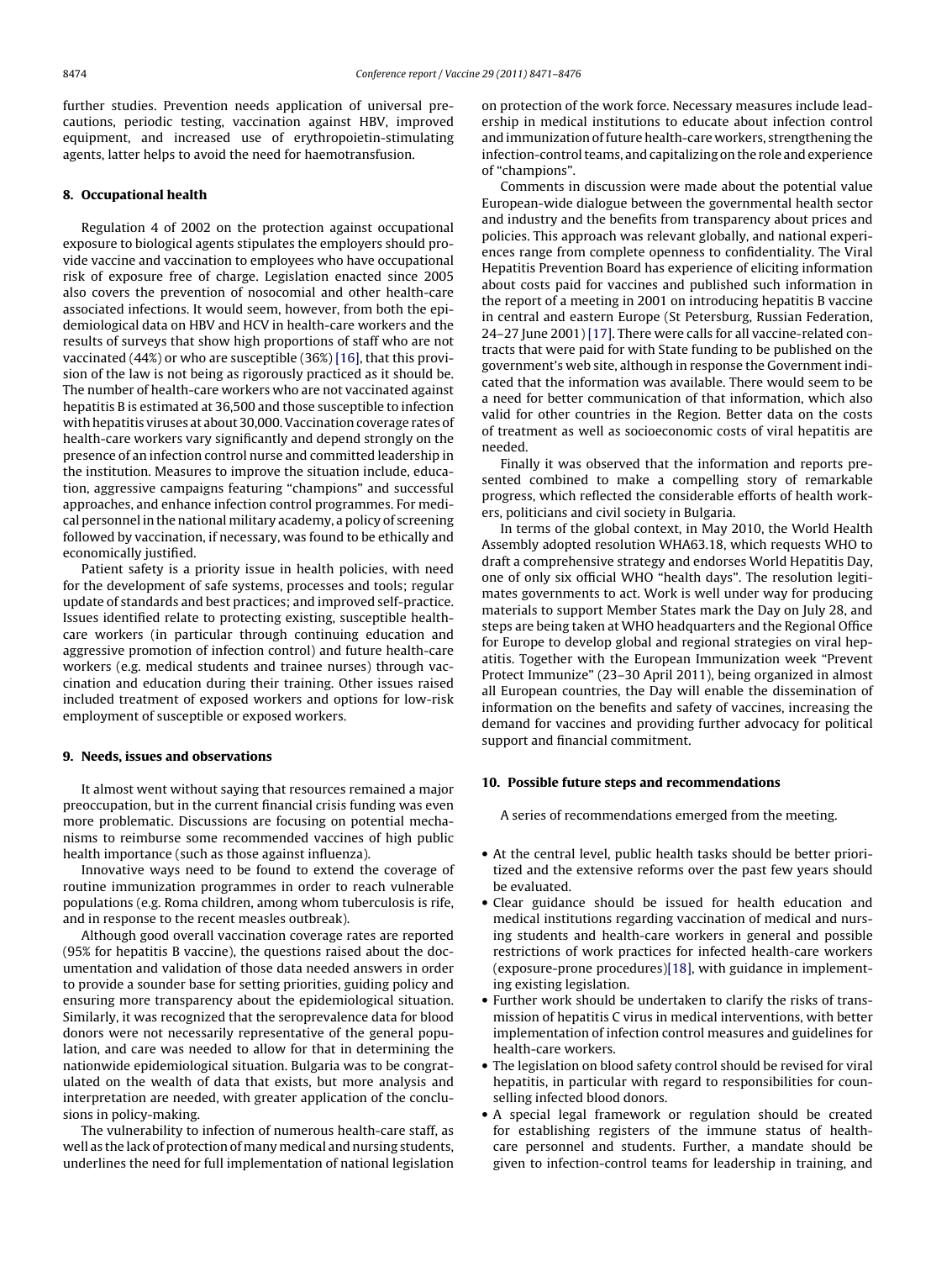further studies. Prevention needs application of universal precautions, periodic testing, vaccination against HBV, improved equipment, and increased use of erythropoietin-stimulating agents, latter helps to avoid the need for haemotransfusion.

## 8. Occupational health

Regulation 4 of 2002 on the protection against occupational exposure to biological agents stipulates the employers should provide vaccine and vaccination to employees who have occupational risk of exposure free of charge. Legislation enacted since 2005 also covers the prevention of nosocomial and other health-care associated infections. It would seem, however, from both the epidemiological data on HBV and HCV in health-care workers and the results of surveys that show high proportions of staff who are not vaccinated (44%) or who are susceptible (36%) [16], that this provision of the law is not being as rigorously practiced as it should be. The number of health-care workers who are not vaccinated against hepatitis B is estimated at 36,500 and those susceptible to infection with hepatitis viruses at about 30,000. Vaccination coverage rates of health-care workers vary significantly and depend strongly on the presence of an infection control nurse and committed leadership in the institution. Measures to improve the situation include, education, aggressive campaigns featuring "champions" and successful approaches, and enhance infection control programmes. For medical personnel in the national military academy, a policy of screening followed by vaccination, if necessary, was found to be ethically and economically justified.

Patient safety is a priority issue in health policies, with need for the development of safe systems, processes and tools; regular update of standards and best practices; and improved self-practice. Issues identified relate to protecting existing, susceptible health-care workers (in particular through continuing education and aggressive promotion of infection control) and future health-care workers (e.g. medical students and trainee nurses) through vaccination and education during their training. Other issues raised included treatment of exposed workers and options for low-risk employment of susceptible or exposed workers.

## 9. Needs, issues and observations

It almost went without saying that resources remained a major preoccupation, but in the current financial crisis funding was even more problematic. Discussions are focusing on potential mechanisms to reimburse some recommended vaccines of high public health importance (such as those against influenza).

Innovative ways need to be found to extend the coverage of routine immunization programmes in order to reach vulnerable populations (e.g. Roma children, among whom tuberculosis is rife, and in response to the recent measles outbreak).

Although good overall vaccination coverage rates are reported (95% for hepatitis B vaccine), the questions raised about the documentation and validation of those data needed answers in order to provide a sounder base for setting priorities, guiding policy and ensuring more transparency about the epidemiological situation. Similarly, it was recognized that the seroprevalence data for blood donors were not necessarily representative of the general population, and care was needed to allow for that in determining the nationwide epidemiological situation. Bulgaria was to be congratulated on the wealth of data that exists, but more analysis and interpretation are needed, with greater application of the conclusions in policy-making.

The vulnerability to infection of numerous health-care staff, as well as the lack of protection of many medical and nursing students, underlines the need for full implementation of national legislation on protection of the work force. Necessary measures include leadership in medical institutions to educate about infection control and immunization of future health-care workers, strengthening the infection-control teams, and capitalizing on the role and experience of "champions".

Comments in discussion were made about the potential value European-wide dialogue between the governmental health sector and industry and the benefits from transparency about prices and policies. This approach was relevant globally, and national experiences range from complete openness to confidentiality. The Viral Hepatitis Prevention Board has experience of eliciting information about costs paid for vaccines and published such information in the report of a meeting in 2001 on introducing hepatitis B vaccine in central and eastern Europe (St Petersburg, Russian Federation, 24–27 June 2001) [17]. There were calls for all vaccine-related contracts that were paid for with State funding to be published on the government's web site, although in response the Government indicated that the information was available. There would seem to be a need for better communication of that information, which also valid for other countries in the Region. Better data on the costs of treatment as well as socioeconomic costs of viral hepatitis are needed.

Finally it was observed that the information and reports presented combined to make a compelling story of remarkable progress, which reflected the considerable efforts of health workers, politicians and civil society in Bulgaria.

In terms of the global context, in May 2010, the World Health Assembly adopted resolution WHA63.18, which requests WHO to draft a comprehensive strategy and endorses World Hepatitis Day, one of only six official WHO "health days". The resolution legitimates governments to act. Work is well under way for producing materials to support Member States mark the Day on July 28, and steps are being taken at WHO headquarters and the Regional Office for Europe to develop global and regional strategies on viral hepatitis. Together with the European Immunization week "Prevent Protect Immunize" (23–30 April 2011), being organized in almost all European countries, the Day will enable the dissemination of information on the benefits and safety of vaccines, increasing the demand for vaccines and providing further advocacy for political support and financial commitment.

## 10. Possible future steps and recommendations

A series of recommendations emerged from the meeting.

- At the central level, public health tasks should be better prioritized and the extensive reforms over the past few years should be evaluated.
- Clear guidance should be issued for health education and medical institutions regarding vaccination of medical and nursing students and health-care workers in general and possible restrictions of work practices for infected health-care workers (exposure-prone procedures) [18], with guidance in implementing existing legislation.
- Further work should be undertaken to clarify the risks of transmission of hepatitis C virus in medical interventions, with better implementation of infection control measures and guidelines for health-care workers.
- The legislation on blood safety control should be revised for viral hepatitis, in particular with regard to responsibilities for counselling infected blood donors.
- A special legal framework or regulation should be created for establishing registers of the immune status of health-care personnel and students. Further, a mandate should be given to infection-control teams for leadership in training, and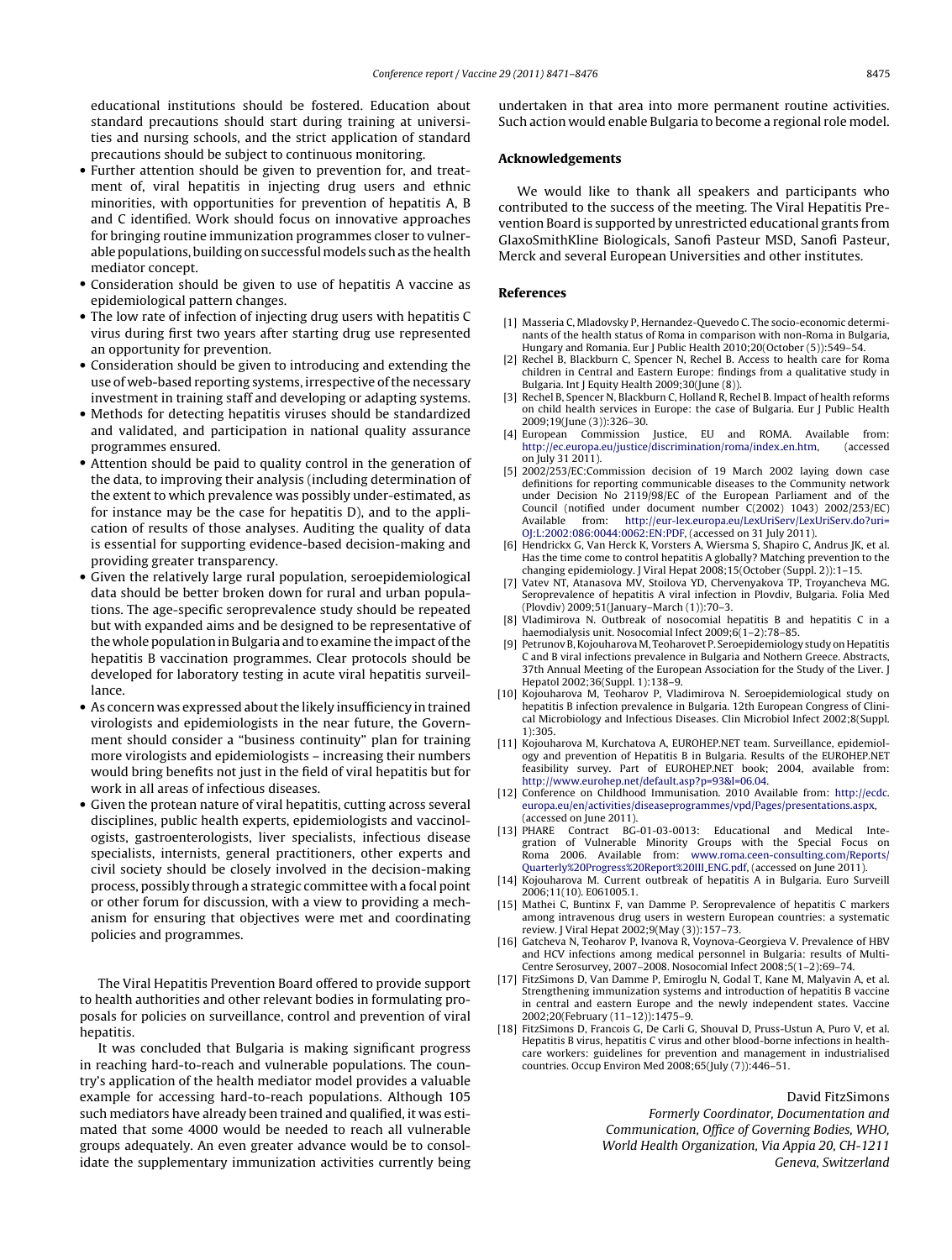educational institutions should be fostered. Education about standard precautions should start during training at universities and nursing schools, and the strict application of standard precautions should be subject to continuous monitoring.

- Further attention should be given to prevention for, and treatment of, viral hepatitis in injecting drug users and ethnic minorities, with opportunities for prevention of hepatitis A, B and C identified. Work should focus on innovative approaches for bringing routine immunization programmes closer to vulnerable populations, building on successful models such as the health mediator concept.
- Consideration should be given to use of hepatitis A vaccine as epidemiological pattern changes.
- The low rate of infection of injecting drug users with hepatitis C virus during first two years after starting drug use represented an opportunity for prevention.
- Consideration should be given to introducing and extending the use of web-based reporting systems, irrespective of the necessary investment in training staff and developing or adapting systems.
- Methods for detecting hepatitis viruses should be standardized and validated, and participation in national quality assurance programmes ensured.
- Attention should be paid to quality control in the generation of the data, to improving their analysis (including determination of the extent to which prevalence was possibly under-estimated, as for instance may be the case for hepatitis D), and to the application of results of those analyses. Auditing the quality of data is essential for supporting evidence-based decision-making and providing greater transparency.
- Given the relatively large rural population, seroepidemiological data should be better broken down for rural and urban populations. The age-specific seroprevalence study should be repeated but with expanded aims and be designed to be representative of the whole population in Bulgaria and to examine the impact of the hepatitis B vaccination programmes. Clear protocols should be developed for laboratory testing in acute viral hepatitis surveillance.
- As concern was expressed about the likely insufficiency in trained virologists and epidemiologists in the near future, the Government should consider a "business continuity" plan for training more virologists and epidemiologists – increasing their numbers would bring benefits not just in the field of viral hepatitis but for work in all areas of infectious diseases.
- Given the protean nature of viral hepatitis, cutting across several disciplines, public health experts, epidemiologists and vaccinologists, gastroenterologists, liver specialists, infectious disease specialists, internists, general practitioners, other experts and civil society should be closely involved in the decision-making process, possibly through a strategic committee with a focal point or other forum for discussion, with a view to providing a mechanism for ensuring that objectives were met and coordinating policies and programmes.

The Viral Hepatitis Prevention Board offered to provide support to health authorities and other relevant bodies in formulating proposals for policies on surveillance, control and prevention of viral hepatitis.

It was concluded that Bulgaria is making significant progress in reaching hard-to-reach and vulnerable populations. The country's application of the health mediator model provides a valuable example for accessing hard-to-reach populations. Although 105 such mediators have already been trained and qualified, it was estimated that some 4000 would be needed to reach all vulnerable groups adequately. An even greater advance would be to consolidate the supplementary immunization activities currently being undertaken in that area into more permanent routine activities. Such action would enable Bulgaria to become a regional role model.

## Acknowledgements

We would like to thank all speakers and participants who contributed to the success of the meeting. The Viral Hepatitis Prevention Board is supported by unrestricted educational grants from GlaxoSmithKline Biologicals, Sanofi Pasteur MSD, Sanofi Pasteur, Merck and several European Universities and other institutes.

## References

[1] Masseria C, Mladovsky P, Hernandez-Quevedo C. The socio-economic determinants of the health status of Roma in comparison with non-Roma in Bulgaria, Hungary and Romania. Eur J Public Health 2010;20(October (5)):549–54.

[2] Rechel B, Blackburn C, Spencer N, Rechel B. Access to health care for Roma children in Central and Eastern Europe: findings from a qualitative study in Bulgaria. Int J Equity Health 2009;30(June (8)).

[3] Rechel B, Spencer N, Blackburn C, Holland R, Rechel B. Impact of health reforms on child health services in Europe: the case of Bulgaria. Eur J Public Health 2009;19(June (3)):326–30.

[4] European Commission Justice, EU and ROMA. Available from: http://ec.europa.eu/justice/discrimination/roma/index_en.htm, (accessed on July 31 2011).

[5] 2002/253/EC:Commission decision of 19 March 2002 laying down case definitions for reporting communicable diseases to the Community network under Decision No 2119/98/EC of the European Parliament and of the Council (notified under document number C(2002) 1043) 2002/253/EC) Available from: http://eur-lex.europa.eu/LexUriServ/LexUriServ.do?uri=OJ:L:2002:086:0044:0062:EN:PDF, (accessed on 31 July 2011).

[6] Hendrickx G, Van Herck K, Vorsters A, Wiersma S, Shapiro C, Andrus JK, et al. Has the time come to control hepatitis A globally? Matching prevention to the changing epidemiology. J Viral Hepat 2008;15(October (Suppl. 2)):1–15.

[7] Vatev NT, Atanasova MV, Stoilova YD, Chervenyakova TP, Troyancheva MG. Seroprevalence of hepatitis A viral infection in Plovdiv, Bulgaria. Folia Med (Plovdiv) 2009;51(January–March (1)):70–3.

[8] Vladimirova N. Outbreak of nosocomial hepatitis B and hepatitis C in a haemodialysis unit. Nosocomial Infect 2009;6(1–2):78–85.

[9] Petrunov B, Kojouharova M, Teoharovet P. Seroepidemiology study on Hepatitis C and B viral infections prevalence in Bulgaria and Nothern Greece. Abstracts, 37th Annual Meeting of the European Association for the Study of the Liver. J Hepatol 2002;36(Suppl. 1):138–9.

[10] Kojouharova M, Teoharov P, Vladimirova N. Seroepidemiological study on hepatitis B infection prevalence in Bulgaria. 12th European Congress of Clinical Microbiology and Infectious Diseases. Clin Microbiol Infect 2002;8(Suppl. 1):305.

[11] Kojouharova M, Kurchatova A, EUROHEP.NET team. Surveillance, epidemiology and prevention of Hepatitis B in Bulgaria. Results of the EUROHEP.NET feasibility survey. Part of EUROHEP.NET book; 2004, available from: http://www.eurohep.net/default.asp?p=93&l=06.04.

[12] Conference on Childhood Immunisation. 2010 Available from: http://ecdc.europa.eu/en/activities/diseaseprogrammes/vpd/Pages/presentations.aspx, (accessed on June 2011).

[13] PHARE Contract BG-01-03-0013: Educational and Medical Integration of Vulnerable Minority Groups with the Special Focus on Roma 2006. Available from: www.roma.ceen-consulting.com/Reports/Quarterly%20Progress%20Report%20III_ENG.pdf, (accessed on June 2011).

[14] Kojouharova M. Current outbreak of hepatitis A in Bulgaria. Euro Surveill 2006;11(10). E061005.1.

[15] Mathei C, Buntinx F, van Damme P. Seroprevalence of hepatitis C markers among intravenous drug users in western European countries: a systematic review. J Viral Hepat 2002;9(May (3)):157–73.

[16] Gatcheva N, Teoharov P, Ivanova R, Voynova-Georgieva V. Prevalence of HBV and HCV infections among medical personnel in Bulgaria: results of Multi-Centre Serosurvey, 2007–2008. Nosocomial Infect 2008;5(1–2):69–74.

[17] FitzSimons D, Van Damme P, Emiroglu N, Godal T, Kane M, Malyavin A, et al. Strengthening immunization systems and introduction of hepatitis B vaccine in central and eastern Europe and the newly independent states. Vaccine 2002;20(February (11–12)):1475–9.

[18] FitzSimons D, Francois G, De Carli G, Shouval D, Pruss-Ustun A, Puro V, et al. Hepatitis B virus, hepatitis C virus and other blood-borne infections in healthcare workers: guidelines for prevention and management in industrialised countries. Occup Environ Med 2008;65(July (7)):446–51.

David FitzSimons

*Formerly Coordinator, Documentation and Communication, Office of Governing Bodies, WHO, World Health Organization, Via Appia 20, CH-1211 Geneva, Switzerland*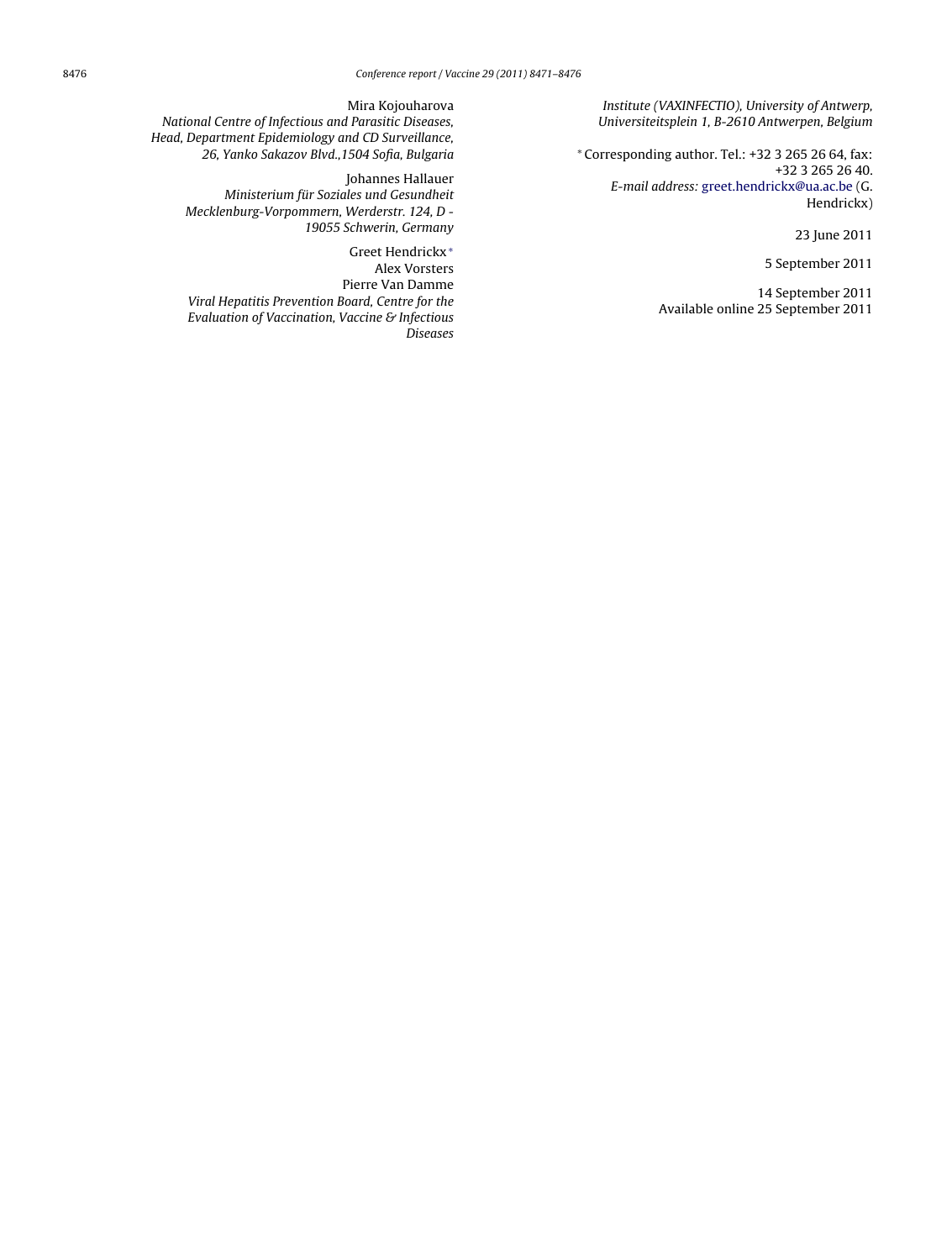Mira Kojouharova
*National Centre of Infectious and Parasitic Diseases, Head, Department Epidemiology and CD Surveillance, 26, Yanko Sakazov Blvd.,1504 Sofia, Bulgaria*

Johannes Hallauer
*Ministerium für Soziales und Gesundheit Mecklenburg-Vorpommern, Werderstr. 124, D - 19055 Schwerin, Germany*

Greet Hendrickx*
Alex Vorsters
Pierre Van Damme
*Viral Hepatitis Prevention Board, Centre for the Evaluation of Vaccination, Vaccine & Infectious Diseases Institute (VAXINFECTIO), University of Antwerp, Universiteitsplein 1, B-2610 Antwerpen, Belgium*

* Corresponding author. Tel.: +32 3 265 26 64, fax: +32 3 265 26 40.
*E-mail address:* greet.hendrickx@ua.ac.be (G. Hendrickx)

23 June 2011

5 September 2011

14 September 2011
Available online 25 September 2011